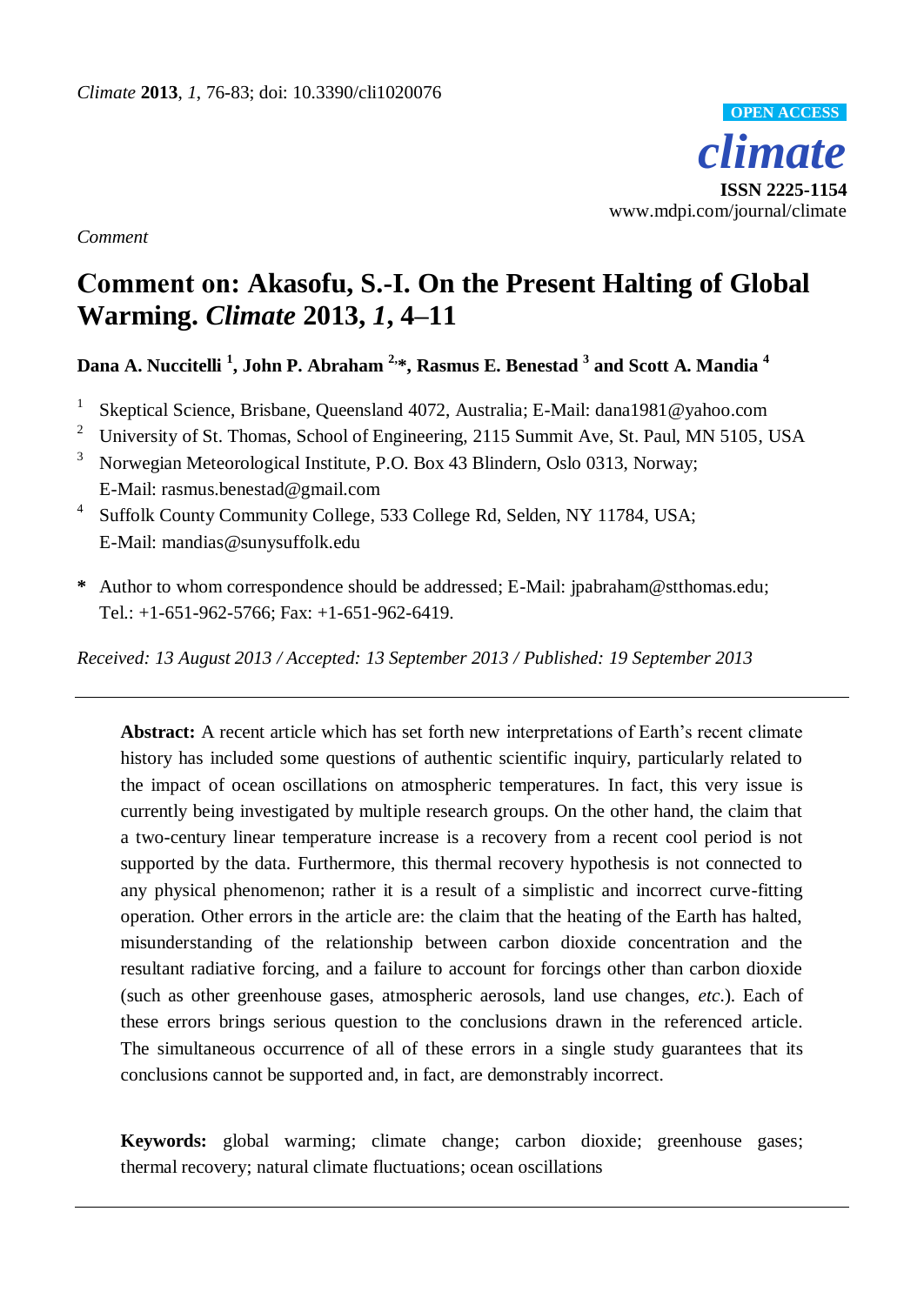*Comment*

# Comment on: Akasofu, S.-I. On the Present Halting of Global Warming. *Climate* 2013, *1*, 4–11

**Dana A. Nuccitelli [1], John P. Abraham [2,*], Rasmus E. Benestad [3] and Scott A. Mandia [4]**

[1] Skeptical Science, Brisbane, Queensland 4072, Australia; E-Mail: dana1981@yahoo.com
[2] University of St. Thomas, School of Engineering, 2115 Summit Ave, St. Paul, MN 5105, USA
[3] Norwegian Meteorological Institute, P.O. Box 43 Blindern, Oslo 0313, Norway; E-Mail: rasmus.benestad@gmail.com
[4] Suffolk County Community College, 533 College Rd, Selden, NY 11784, USA; E-Mail: mandias@sunysuffolk.edu

**\*** Author to whom correspondence should be addressed; E-Mail: jpabraham@stthomas.edu; Tel.: +1-651-962-5766; Fax: +1-651-962-6419.

*Received: 13 August 2013 / Accepted: 13 September 2013 / Published: 19 September 2013*

---

**Abstract:** A recent article which has set forth new interpretations of Earth's recent climate history has included some questions of authentic scientific inquiry, particularly related to the impact of ocean oscillations on atmospheric temperatures. In fact, this very issue is currently being investigated by multiple research groups. On the other hand, the claim that a two-century linear temperature increase is a recovery from a recent cool period is not supported by the data. Furthermore, this thermal recovery hypothesis is not connected to any physical phenomenon; rather it is a result of a simplistic and incorrect curve-fitting operation. Other errors in the article are: the claim that the heating of the Earth has halted, misunderstanding of the relationship between carbon dioxide concentration and the resultant radiative forcing, and a failure to account for forcings other than carbon dioxide (such as other greenhouse gases, atmospheric aerosols, land use changes, *etc.*). Each of these errors brings serious question to the conclusions drawn in the referenced article. The simultaneous occurrence of all of these errors in a single study guarantees that its conclusions cannot be supported and, in fact, are demonstrably incorrect.

**Keywords:** global warming; climate change; carbon dioxide; greenhouse gases; thermal recovery; natural climate fluctuations; ocean oscillations

---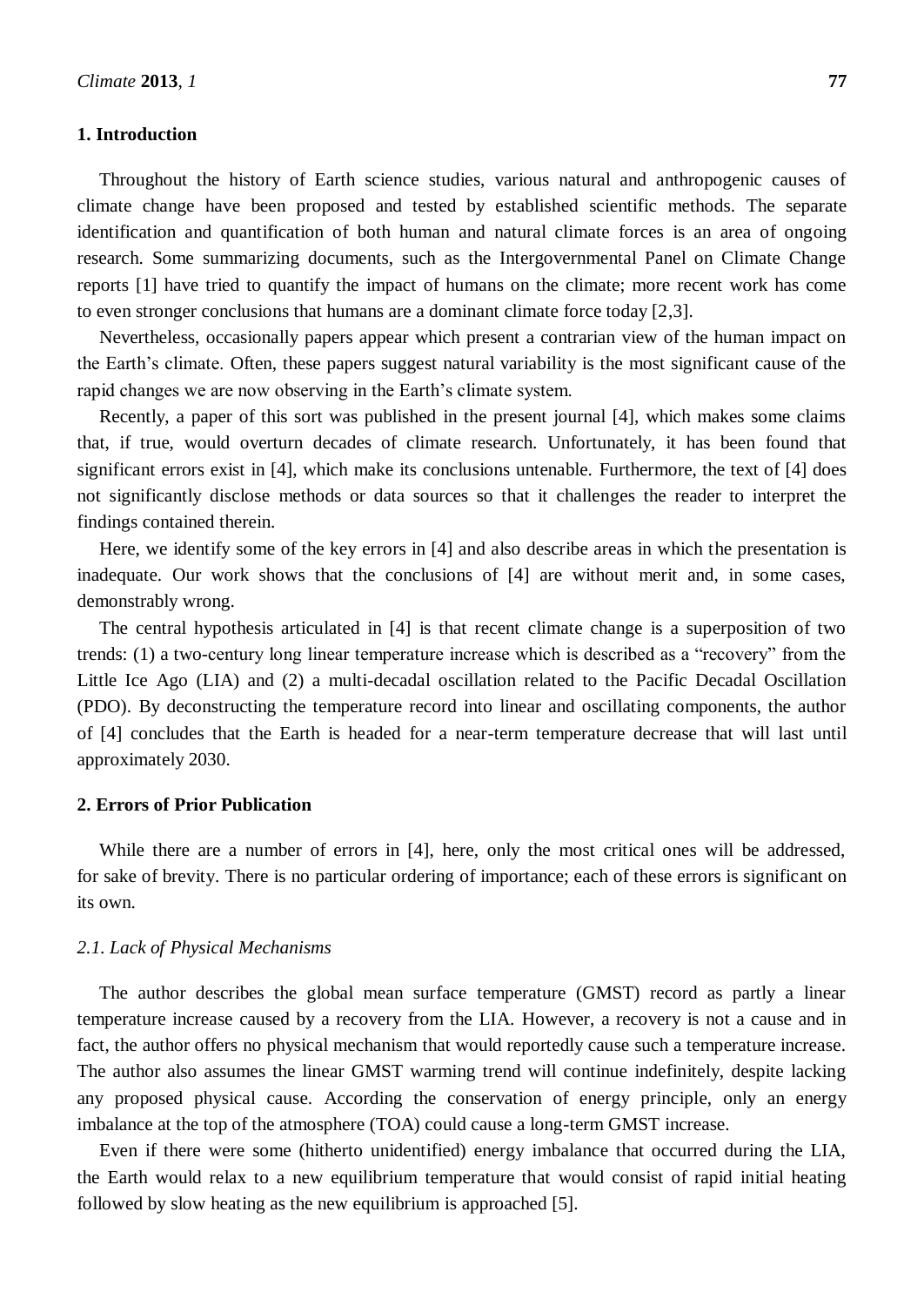## 1. Introduction

Throughout the history of Earth science studies, various natural and anthropogenic causes of climate change have been proposed and tested by established scientific methods. The separate identification and quantification of both human and natural climate forces is an area of ongoing research. Some summarizing documents, such as the Intergovernmental Panel on Climate Change reports [1] have tried to quantify the impact of humans on the climate; more recent work has come to even stronger conclusions that humans are a dominant climate force today [2,3].

Nevertheless, occasionally papers appear which present a contrarian view of the human impact on the Earth's climate. Often, these papers suggest natural variability is the most significant cause of the rapid changes we are now observing in the Earth's climate system.

Recently, a paper of this sort was published in the present journal [4], which makes some claims that, if true, would overturn decades of climate research. Unfortunately, it has been found that significant errors exist in [4], which make its conclusions untenable. Furthermore, the text of [4] does not significantly disclose methods or data sources so that it challenges the reader to interpret the findings contained therein.

Here, we identify some of the key errors in [4] and also describe areas in which the presentation is inadequate. Our work shows that the conclusions of [4] are without merit and, in some cases, demonstrably wrong.

The central hypothesis articulated in [4] is that recent climate change is a superposition of two trends: (1) a two-century long linear temperature increase which is described as a "recovery" from the Little Ice Ago (LIA) and (2) a multi-decadal oscillation related to the Pacific Decadal Oscillation (PDO). By deconstructing the temperature record into linear and oscillating components, the author of [4] concludes that the Earth is headed for a near-term temperature decrease that will last until approximately 2030.

## 2. Errors of Prior Publication

While there are a number of errors in [4], here, only the most critical ones will be addressed, for sake of brevity. There is no particular ordering of importance; each of these errors is significant on its own.

### *2.1. Lack of Physical Mechanisms*

The author describes the global mean surface temperature (GMST) record as partly a linear temperature increase caused by a recovery from the LIA. However, a recovery is not a cause and in fact, the author offers no physical mechanism that would reportedly cause such a temperature increase. The author also assumes the linear GMST warming trend will continue indefinitely, despite lacking any proposed physical cause. According the conservation of energy principle, only an energy imbalance at the top of the atmosphere (TOA) could cause a long-term GMST increase.

Even if there were some (hitherto unidentified) energy imbalance that occurred during the LIA, the Earth would relax to a new equilibrium temperature that would consist of rapid initial heating followed by slow heating as the new equilibrium is approached [5].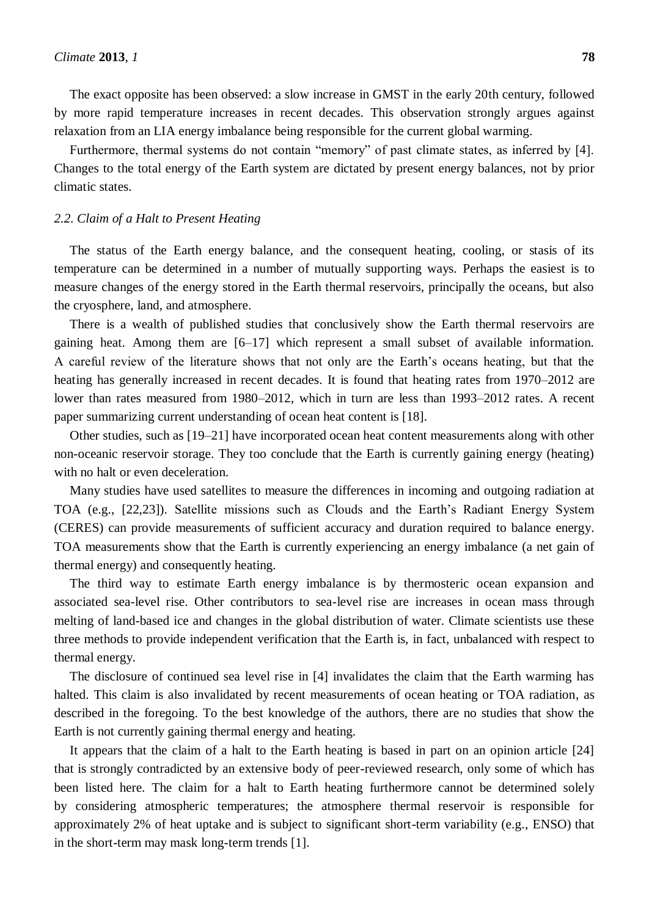The exact opposite has been observed: a slow increase in GMST in the early 20th century, followed by more rapid temperature increases in recent decades. This observation strongly argues against relaxation from an LIA energy imbalance being responsible for the current global warming.

Furthermore, thermal systems do not contain "memory" of past climate states, as inferred by [4]. Changes to the total energy of the Earth system are dictated by present energy balances, not by prior climatic states.

### *2.2. Claim of a Halt to Present Heating*

The status of the Earth energy balance, and the consequent heating, cooling, or stasis of its temperature can be determined in a number of mutually supporting ways. Perhaps the easiest is to measure changes of the energy stored in the Earth thermal reservoirs, principally the oceans, but also the cryosphere, land, and atmosphere.

There is a wealth of published studies that conclusively show the Earth thermal reservoirs are gaining heat. Among them are [6–17] which represent a small subset of available information. A careful review of the literature shows that not only are the Earth's oceans heating, but that the heating has generally increased in recent decades. It is found that heating rates from 1970–2012 are lower than rates measured from 1980–2012, which in turn are less than 1993–2012 rates. A recent paper summarizing current understanding of ocean heat content is [18].

Other studies, such as [19–21] have incorporated ocean heat content measurements along with other non-oceanic reservoir storage. They too conclude that the Earth is currently gaining energy (heating) with no halt or even deceleration.

Many studies have used satellites to measure the differences in incoming and outgoing radiation at TOA (e.g., [22,23]). Satellite missions such as Clouds and the Earth's Radiant Energy System (CERES) can provide measurements of sufficient accuracy and duration required to balance energy. TOA measurements show that the Earth is currently experiencing an energy imbalance (a net gain of thermal energy) and consequently heating.

The third way to estimate Earth energy imbalance is by thermosteric ocean expansion and associated sea-level rise. Other contributors to sea-level rise are increases in ocean mass through melting of land-based ice and changes in the global distribution of water. Climate scientists use these three methods to provide independent verification that the Earth is, in fact, unbalanced with respect to thermal energy.

The disclosure of continued sea level rise in [4] invalidates the claim that the Earth warming has halted. This claim is also invalidated by recent measurements of ocean heating or TOA radiation, as described in the foregoing. To the best knowledge of the authors, there are no studies that show the Earth is not currently gaining thermal energy and heating.

It appears that the claim of a halt to the Earth heating is based in part on an opinion article [24] that is strongly contradicted by an extensive body of peer-reviewed research, only some of which has been listed here. The claim for a halt to Earth heating furthermore cannot be determined solely by considering atmospheric temperatures; the atmosphere thermal reservoir is responsible for approximately 2% of heat uptake and is subject to significant short-term variability (e.g., ENSO) that in the short-term may mask long-term trends [1].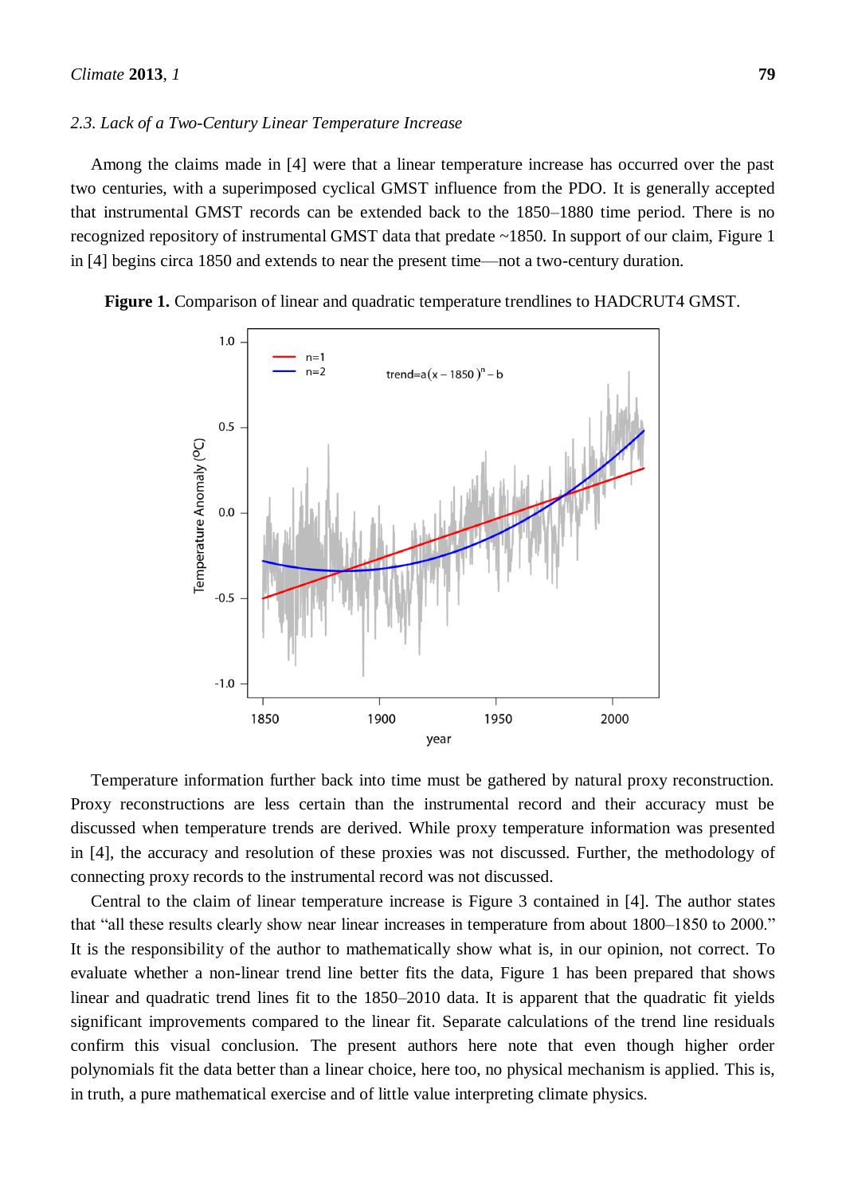*2.3. Lack of a Two-Century Linear Temperature Increase*

Among the claims made in [4] were that a linear temperature increase has occurred over the past two centuries, with a superimposed cyclical GMST influence from the PDO. It is generally accepted that instrumental GMST records can be extended back to the 1850–1880 time period. There is no recognized repository of instrumental GMST data that predate ~1850. In support of our claim, Figure 1 in [4] begins circa 1850 and extends to near the present time—not a two-century duration.

**Figure 1.** Comparison of linear and quadratic temperature trendlines to HADCRUT4 GMST.

n=1
n=2
trend=a(x − 1850 )$^n$ − b
Temperature Anomaly (°C)
1.0
0.5
0.0
-0.5
-1.0
1850
1900
1950
2000
year

Temperature information further back into time must be gathered by natural proxy reconstruction. Proxy reconstructions are less certain than the instrumental record and their accuracy must be discussed when temperature trends are derived. While proxy temperature information was presented in [4], the accuracy and resolution of these proxies was not discussed. Further, the methodology of connecting proxy records to the instrumental record was not discussed.

Central to the claim of linear temperature increase is Figure 3 contained in [4]. The author states that "all these results clearly show near linear increases in temperature from about 1800–1850 to 2000." It is the responsibility of the author to mathematically show what is, in our opinion, not correct. To evaluate whether a non-linear trend line better fits the data, Figure 1 has been prepared that shows linear and quadratic trend lines fit to the 1850–2010 data. It is apparent that the quadratic fit yields significant improvements compared to the linear fit. Separate calculations of the trend line residuals confirm this visual conclusion. The present authors here note that even though higher order polynomials fit the data better than a linear choice, here too, no physical mechanism is applied. This is, in truth, a pure mathematical exercise and of little value interpreting climate physics.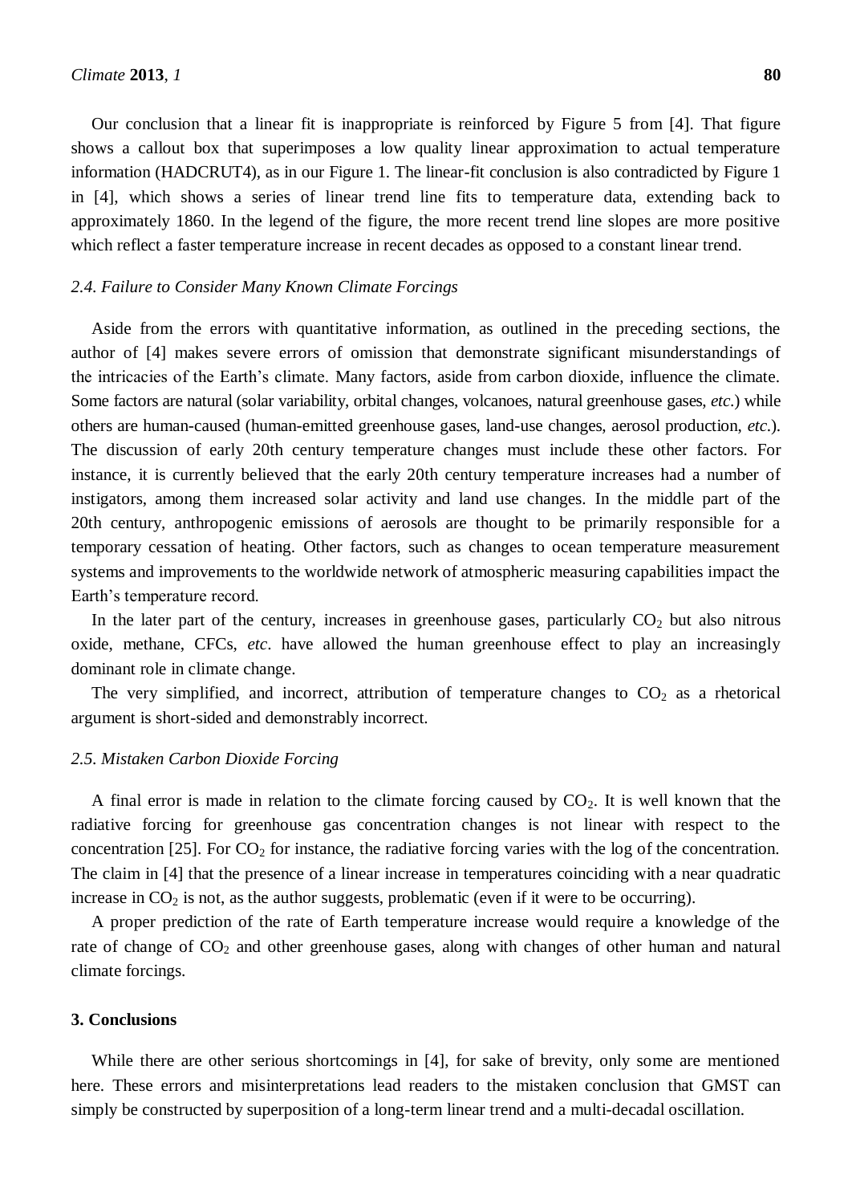Our conclusion that a linear fit is inappropriate is reinforced by Figure 5 from [4]. That figure shows a callout box that superimposes a low quality linear approximation to actual temperature information (HADCRUT4), as in our Figure 1. The linear-fit conclusion is also contradicted by Figure 1 in [4], which shows a series of linear trend line fits to temperature data, extending back to approximately 1860. In the legend of the figure, the more recent trend line slopes are more positive which reflect a faster temperature increase in recent decades as opposed to a constant linear trend.

### *2.4. Failure to Consider Many Known Climate Forcings*

Aside from the errors with quantitative information, as outlined in the preceding sections, the author of [4] makes severe errors of omission that demonstrate significant misunderstandings of the intricacies of the Earth's climate. Many factors, aside from carbon dioxide, influence the climate. Some factors are natural (solar variability, orbital changes, volcanoes, natural greenhouse gases, *etc.*) while others are human-caused (human-emitted greenhouse gases, land-use changes, aerosol production, *etc.*). The discussion of early 20th century temperature changes must include these other factors. For instance, it is currently believed that the early 20th century temperature increases had a number of instigators, among them increased solar activity and land use changes. In the middle part of the 20th century, anthropogenic emissions of aerosols are thought to be primarily responsible for a temporary cessation of heating. Other factors, such as changes to ocean temperature measurement systems and improvements to the worldwide network of atmospheric measuring capabilities impact the Earth's temperature record.

In the later part of the century, increases in greenhouse gases, particularly $CO_2$ but also nitrous oxide, methane, CFCs, *etc*. have allowed the human greenhouse effect to play an increasingly dominant role in climate change.

The very simplified, and incorrect, attribution of temperature changes to $CO_2$ as a rhetorical argument is short-sided and demonstrably incorrect.

### *2.5. Mistaken Carbon Dioxide Forcing*

A final error is made in relation to the climate forcing caused by $CO_2$. It is well known that the radiative forcing for greenhouse gas concentration changes is not linear with respect to the concentration [25]. For $CO_2$ for instance, the radiative forcing varies with the log of the concentration. The claim in [4] that the presence of a linear increase in temperatures coinciding with a near quadratic increase in $CO_2$ is not, as the author suggests, problematic (even if it were to be occurring).

A proper prediction of the rate of Earth temperature increase would require a knowledge of the rate of change of $CO_2$ and other greenhouse gases, along with changes of other human and natural climate forcings.

## 3. Conclusions

While there are other serious shortcomings in [4], for sake of brevity, only some are mentioned here. These errors and misinterpretations lead readers to the mistaken conclusion that GMST can simply be constructed by superposition of a long-term linear trend and a multi-decadal oscillation.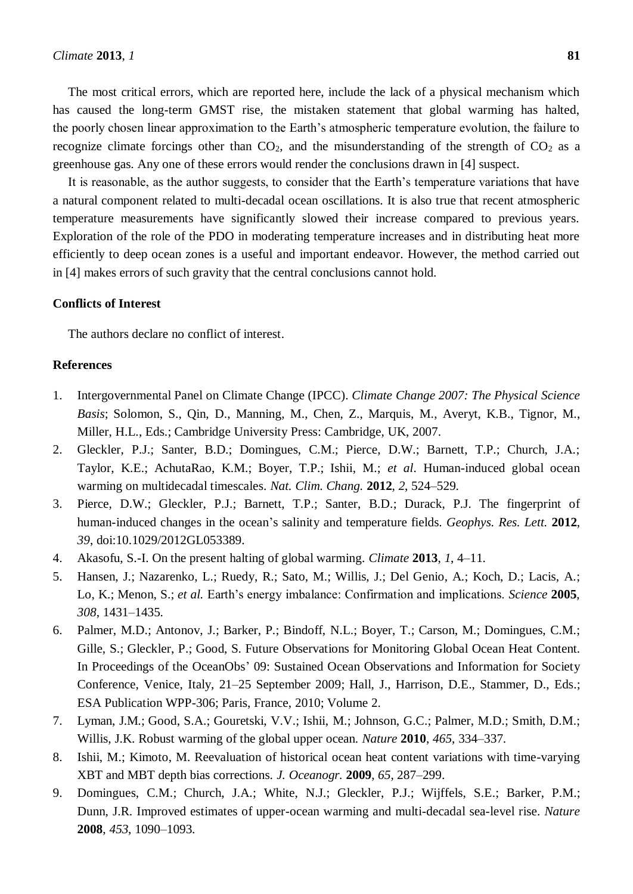The most critical errors, which are reported here, include the lack of a physical mechanism which has caused the long-term GMST rise, the mistaken statement that global warming has halted, the poorly chosen linear approximation to the Earth's atmospheric temperature evolution, the failure to recognize climate forcings other than $CO_2$, and the misunderstanding of the strength of $CO_2$ as a greenhouse gas. Any one of these errors would render the conclusions drawn in [4] suspect.

It is reasonable, as the author suggests, to consider that the Earth's temperature variations that have a natural component related to multi-decadal ocean oscillations. It is also true that recent atmospheric temperature measurements have significantly slowed their increase compared to previous years. Exploration of the role of the PDO in moderating temperature increases and in distributing heat more efficiently to deep ocean zones is a useful and important endeavor. However, the method carried out in [4] makes errors of such gravity that the central conclusions cannot hold.

## Conflicts of Interest

The authors declare no conflict of interest.

## References

1. Intergovernmental Panel on Climate Change (IPCC). *Climate Change 2007: The Physical Science Basis*; Solomon, S., Qin, D., Manning, M., Chen, Z., Marquis, M., Averyt, K.B., Tignor, M., Miller, H.L., Eds.; Cambridge University Press: Cambridge, UK, 2007.
2. Gleckler, P.J.; Santer, B.D.; Domingues, C.M.; Pierce, D.W.; Barnett, T.P.; Church, J.A.; Taylor, K.E.; AchutaRao, K.M.; Boyer, T.P.; Ishii, M.; *et al*. Human-induced global ocean warming on multidecadal timescales. *Nat. Clim. Chang.* **2012**, *2*, 524–529.
3. Pierce, D.W.; Gleckler, P.J.; Barnett, T.P.; Santer, B.D.; Durack, P.J. The fingerprint of human-induced changes in the ocean's salinity and temperature fields. *Geophys. Res. Lett.* **2012**, *39*, doi:10.1029/2012GL053389.
4. Akasofu, S.-I. On the present halting of global warming. *Climate* **2013**, *1*, 4–11.
5. Hansen, J.; Nazarenko, L.; Ruedy, R.; Sato, M.; Willis, J.; Del Genio, A.; Koch, D.; Lacis, A.; Lo, K.; Menon, S.; *et al.* Earth's energy imbalance: Confirmation and implications. *Science* **2005**, *308*, 1431–1435.
6. Palmer, M.D.; Antonov, J.; Barker, P.; Bindoff, N.L.; Boyer, T.; Carson, M.; Domingues, C.M.; Gille, S.; Gleckler, P.; Good, S. Future Observations for Monitoring Global Ocean Heat Content. In Proceedings of the OceanObs' 09: Sustained Ocean Observations and Information for Society Conference, Venice, Italy, 21–25 September 2009; Hall, J., Harrison, D.E., Stammer, D., Eds.; ESA Publication WPP-306; Paris, France, 2010; Volume 2.
7. Lyman, J.M.; Good, S.A.; Gouretski, V.V.; Ishii, M.; Johnson, G.C.; Palmer, M.D.; Smith, D.M.; Willis, J.K. Robust warming of the global upper ocean. *Nature* **2010**, *465*, 334–337.
8. Ishii, M.; Kimoto, M. Reevaluation of historical ocean heat content variations with time-varying XBT and MBT depth bias corrections. *J. Oceanogr.* **2009**, *65*, 287–299.
9. Domingues, C.M.; Church, J.A.; White, N.J.; Gleckler, P.J.; Wijffels, S.E.; Barker, P.M.; Dunn, J.R. Improved estimates of upper-ocean warming and multi-decadal sea-level rise. *Nature* **2008**, *453*, 1090–1093.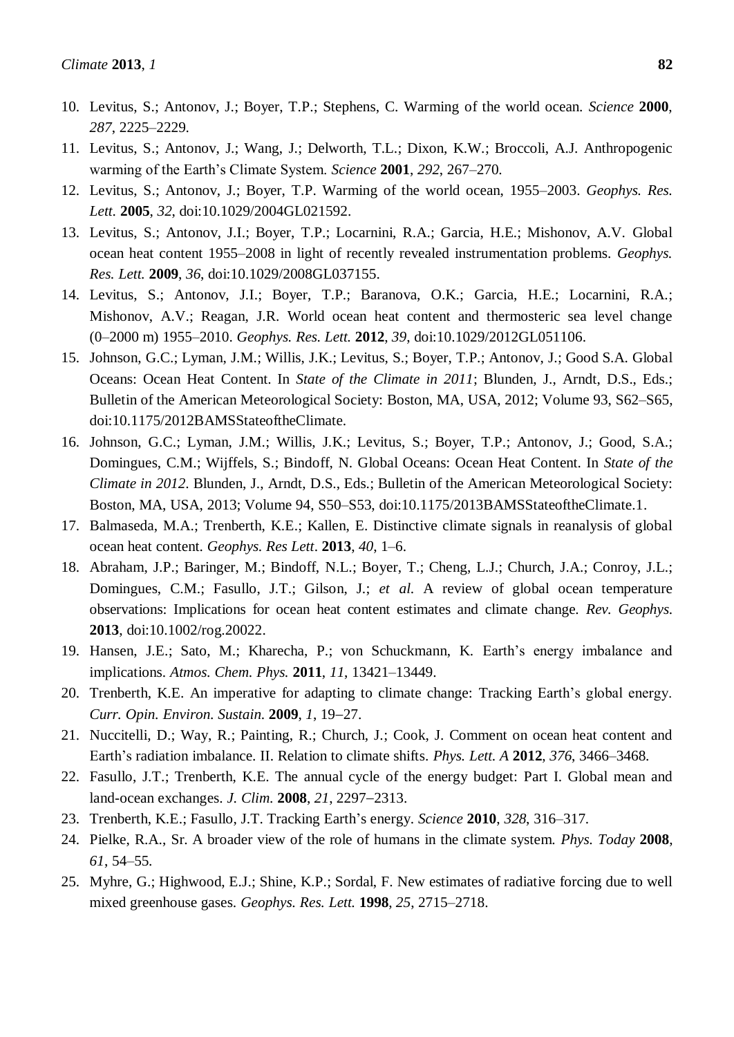10. Levitus, S.; Antonov, J.; Boyer, T.P.; Stephens, C. Warming of the world ocean. *Science* **2000**, *287*, 2225–2229.
11. Levitus, S.; Antonov, J.; Wang, J.; Delworth, T.L.; Dixon, K.W.; Broccoli, A.J. Anthropogenic warming of the Earth's Climate System. *Science* **2001**, *292*, 267–270.
12. Levitus, S.; Antonov, J.; Boyer, T.P. Warming of the world ocean, 1955–2003. *Geophys. Res. Lett.* **2005**, *32*, doi:10.1029/2004GL021592.
13. Levitus, S.; Antonov, J.I.; Boyer, T.P.; Locarnini, R.A.; Garcia, H.E.; Mishonov, A.V. Global ocean heat content 1955–2008 in light of recently revealed instrumentation problems. *Geophys. Res. Lett.* **2009**, *36*, doi:10.1029/2008GL037155.
14. Levitus, S.; Antonov, J.I.; Boyer, T.P.; Baranova, O.K.; Garcia, H.E.; Locarnini, R.A.; Mishonov, A.V.; Reagan, J.R. World ocean heat content and thermosteric sea level change (0–2000 m) 1955–2010. *Geophys. Res. Lett.* **2012**, *39*, doi:10.1029/2012GL051106.
15. Johnson, G.C.; Lyman, J.M.; Willis, J.K.; Levitus, S.; Boyer, T.P.; Antonov, J.; Good S.A. Global Oceans: Ocean Heat Content. In *State of the Climate in 2011*; Blunden, J., Arndt, D.S., Eds.; Bulletin of the American Meteorological Society: Boston, MA, USA, 2012; Volume 93, S62–S65, doi:10.1175/2012BAMSStateoftheClimate.
16. Johnson, G.C.; Lyman, J.M.; Willis, J.K.; Levitus, S.; Boyer, T.P.; Antonov, J.; Good, S.A.; Domingues, C.M.; Wijffels, S.; Bindoff, N. Global Oceans: Ocean Heat Content. In *State of the Climate in 2012*. Blunden, J., Arndt, D.S., Eds.; Bulletin of the American Meteorological Society: Boston, MA, USA, 2013; Volume 94, S50–S53, doi:10.1175/2013BAMSStateoftheClimate.1.
17. Balmaseda, M.A.; Trenberth, K.E.; Kallen, E. Distinctive climate signals in reanalysis of global ocean heat content. *Geophys. Res Lett*. **2013**, *40*, 1–6.
18. Abraham, J.P.; Baringer, M.; Bindoff, N.L.; Boyer, T.; Cheng, L.J.; Church, J.A.; Conroy, J.L.; Domingues, C.M.; Fasullo, J.T.; Gilson, J.; *et al.* A review of global ocean temperature observations: Implications for ocean heat content estimates and climate change. *Rev. Geophys.* **2013**, doi:10.1002/rog.20022.
19. Hansen, J.E.; Sato, M.; Kharecha, P.; von Schuckmann, K. Earth's energy imbalance and implications. *Atmos. Chem. Phys.* **2011**, *11*, 13421–13449.
20. Trenberth, K.E. An imperative for adapting to climate change: Tracking Earth's global energy. *Curr. Opin. Environ. Sustain.* **2009**, *1*, 19–27.
21. Nuccitelli, D.; Way, R.; Painting, R.; Church, J.; Cook, J. Comment on ocean heat content and Earth's radiation imbalance. II. Relation to climate shifts. *Phys. Lett. A* **2012**, *376*, 3466–3468.
22. Fasullo, J.T.; Trenberth, K.E. The annual cycle of the energy budget: Part I. Global mean and land-ocean exchanges. *J. Clim.* **2008**, *21*, 2297–2313.
23. Trenberth, K.E.; Fasullo, J.T. Tracking Earth's energy. *Science* **2010**, *328*, 316–317.
24. Pielke, R.A., Sr. A broader view of the role of humans in the climate system. *Phys. Today* **2008**, *61*, 54–55.
25. Myhre, G.; Highwood, E.J.; Shine, K.P.; Sordal, F. New estimates of radiative forcing due to well mixed greenhouse gases. *Geophys. Res. Lett.* **1998**, *25*, 2715–2718.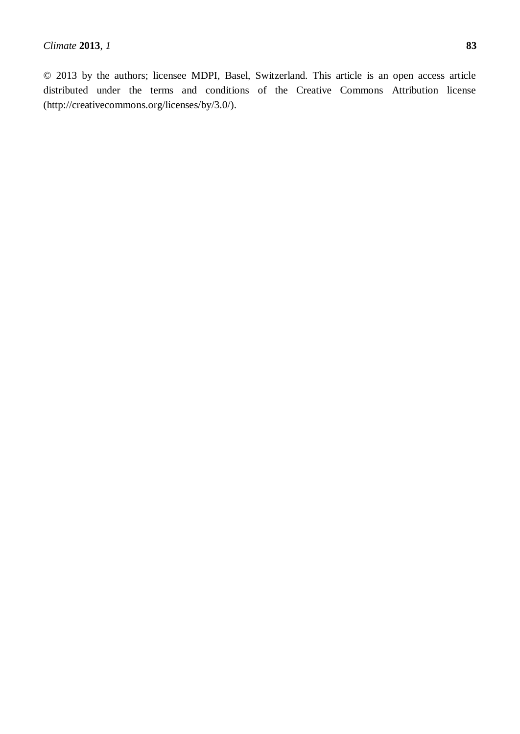© 2013 by the authors; licensee MDPI, Basel, Switzerland. This article is an open access article distributed under the terms and conditions of the Creative Commons Attribution license (http://creativecommons.org/licenses/by/3.0/).